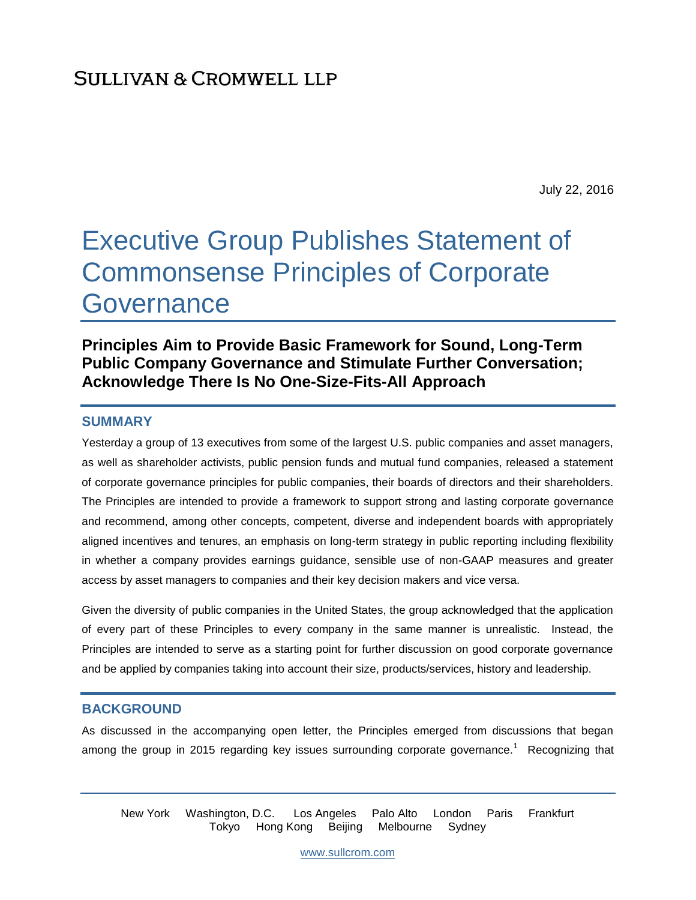SULLIVAN & CROMWELL LLP

July 22, 2016

# Executive Group Publishes Statement of Commonsense Principles of Corporate Governance

## Principles Aim to Provide Basic Framework for Sound, Long-Term Public Company Governance and Stimulate Further Conversation; Acknowledge There Is No One-Size-Fits-All Approach

## SUMMARY

Yesterday a group of 13 executives from some of the largest U.S. public companies and asset managers, as well as shareholder activists, public pension funds and mutual fund companies, released a statement of corporate governance principles for public companies, their boards of directors and their shareholders. The Principles are intended to provide a framework to support strong and lasting corporate governance and recommend, among other concepts, competent, diverse and independent boards with appropriately aligned incentives and tenures, an emphasis on long-term strategy in public reporting including flexibility in whether a company provides earnings guidance, sensible use of non-GAAP measures and greater access by asset managers to companies and their key decision makers and vice versa.

Given the diversity of public companies in the United States, the group acknowledged that the application of every part of these Principles to every company in the same manner is unrealistic. Instead, the Principles are intended to serve as a starting point for further discussion on good corporate governance and be applied by companies taking into account their size, products/services, history and leadership.

## BACKGROUND

As discussed in the accompanying open letter, the Principles emerged from discussions that began among the group in 2015 regarding key issues surrounding corporate governance.[1] Recognizing that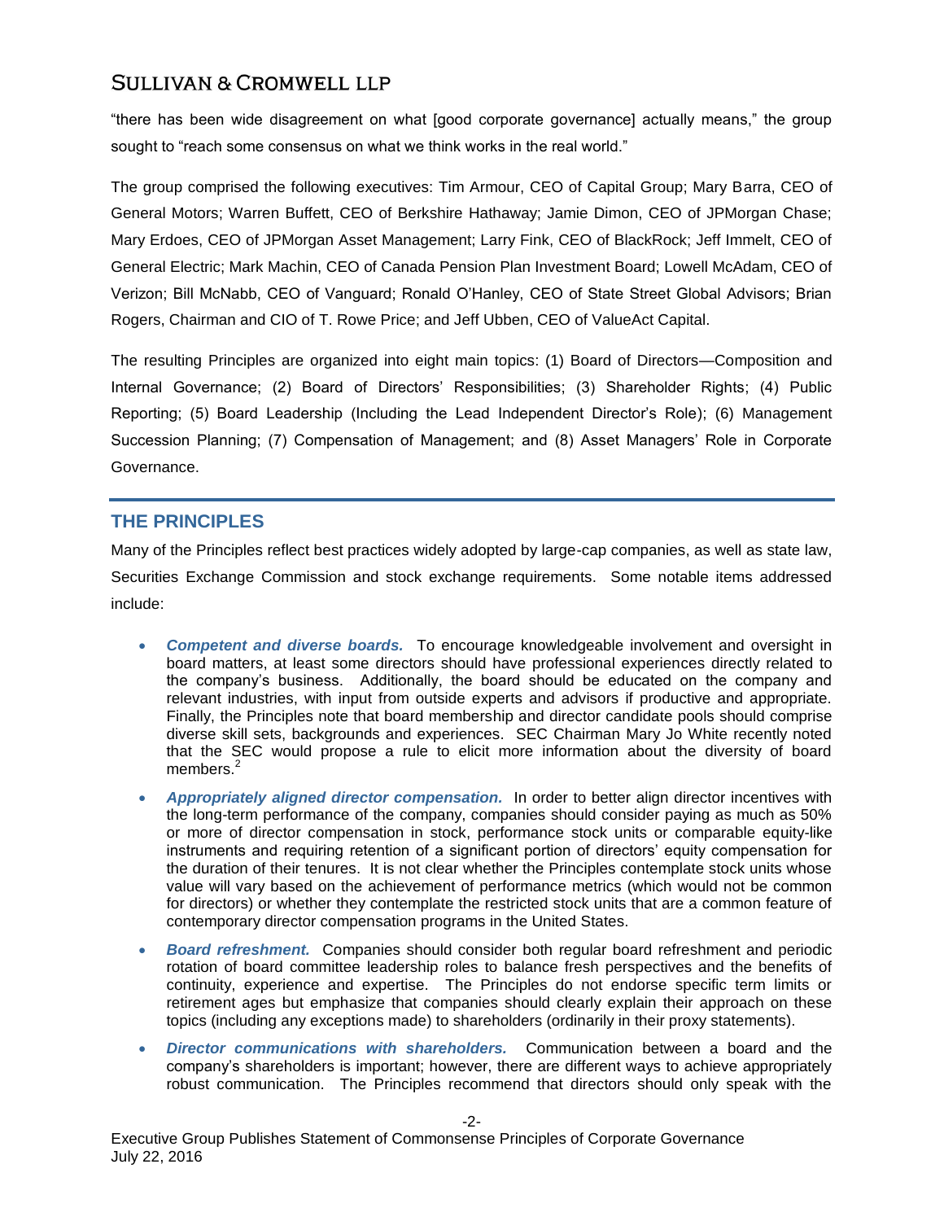"there has been wide disagreement on what [good corporate governance] actually means," the group sought to "reach some consensus on what we think works in the real world."

The group comprised the following executives: Tim Armour, CEO of Capital Group; Mary Barra, CEO of General Motors; Warren Buffett, CEO of Berkshire Hathaway; Jamie Dimon, CEO of JPMorgan Chase; Mary Erdoes, CEO of JPMorgan Asset Management; Larry Fink, CEO of BlackRock; Jeff Immelt, CEO of General Electric; Mark Machin, CEO of Canada Pension Plan Investment Board; Lowell McAdam, CEO of Verizon; Bill McNabb, CEO of Vanguard; Ronald O'Hanley, CEO of State Street Global Advisors; Brian Rogers, Chairman and CIO of T. Rowe Price; and Jeff Ubben, CEO of ValueAct Capital.

The resulting Principles are organized into eight main topics: (1) Board of Directors—Composition and Internal Governance; (2) Board of Directors' Responsibilities; (3) Shareholder Rights; (4) Public Reporting; (5) Board Leadership (Including the Lead Independent Director's Role); (6) Management Succession Planning; (7) Compensation of Management; and (8) Asset Managers' Role in Corporate Governance.

## THE PRINCIPLES

Many of the Principles reflect best practices widely adopted by large-cap companies, as well as state law, Securities Exchange Commission and stock exchange requirements. Some notable items addressed include:

- ***Competent and diverse boards.*** To encourage knowledgeable involvement and oversight in board matters, at least some directors should have professional experiences directly related to the company's business. Additionally, the board should be educated on the company and relevant industries, with input from outside experts and advisors if productive and appropriate. Finally, the Principles note that board membership and director candidate pools should comprise diverse skill sets, backgrounds and experiences. SEC Chairman Mary Jo White recently noted that the SEC would propose a rule to elicit more information about the diversity of board members.[2]
- ***Appropriately aligned director compensation.*** In order to better align director incentives with the long-term performance of the company, companies should consider paying as much as 50% or more of director compensation in stock, performance stock units or comparable equity-like instruments and requiring retention of a significant portion of directors' equity compensation for the duration of their tenures. It is not clear whether the Principles contemplate stock units whose value will vary based on the achievement of performance metrics (which would not be common for directors) or whether they contemplate the restricted stock units that are a common feature of contemporary director compensation programs in the United States.
- ***Board refreshment.*** Companies should consider both regular board refreshment and periodic rotation of board committee leadership roles to balance fresh perspectives and the benefits of continuity, experience and expertise. The Principles do not endorse specific term limits or retirement ages but emphasize that companies should clearly explain their approach on these topics (including any exceptions made) to shareholders (ordinarily in their proxy statements).
- ***Director communications with shareholders.*** Communication between a board and the company's shareholders is important; however, there are different ways to achieve appropriately robust communication. The Principles recommend that directors should only speak with the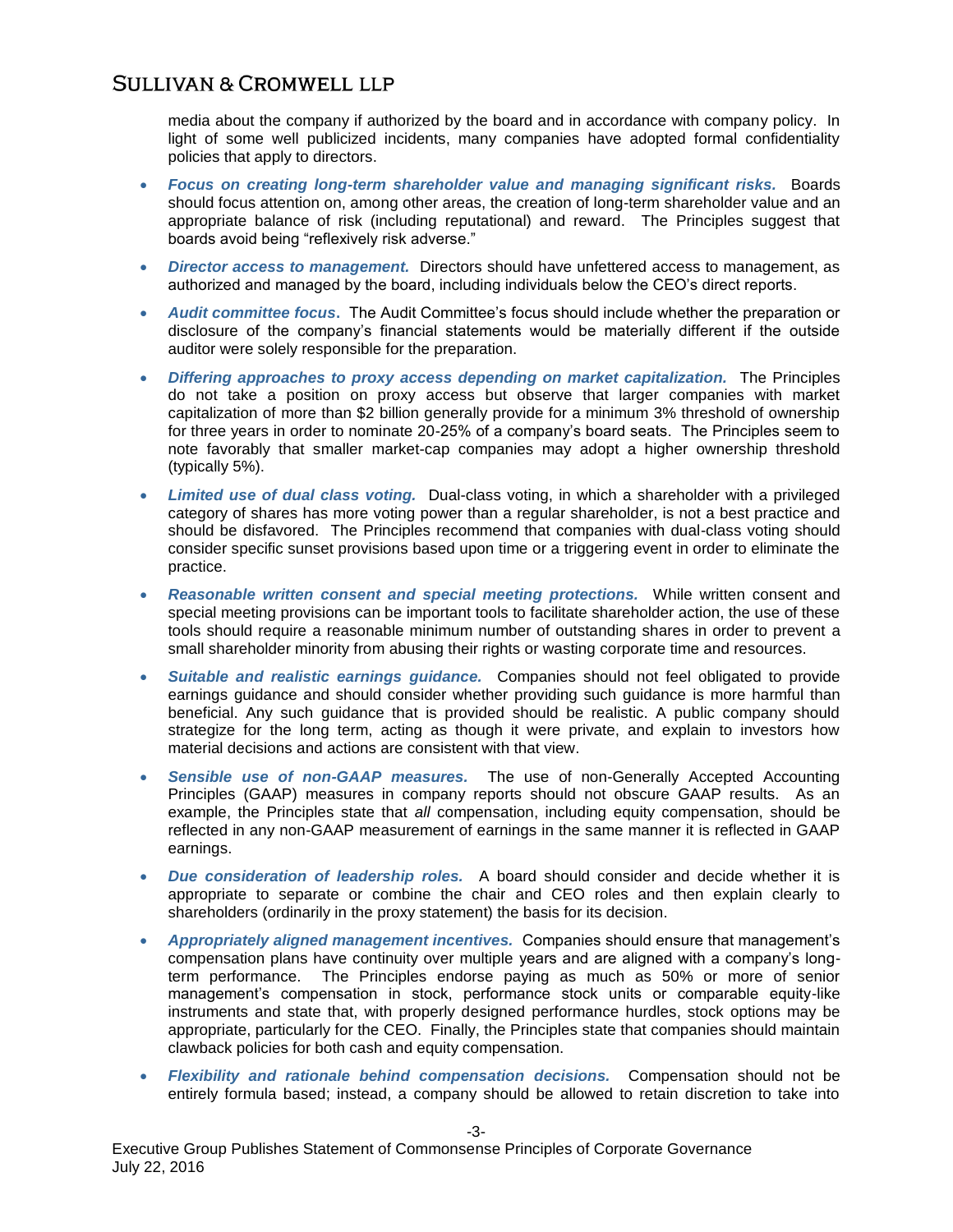media about the company if authorized by the board and in accordance with company policy. In light of some well publicized incidents, many companies have adopted formal confidentiality policies that apply to directors.

- ***Focus on creating long-term shareholder value and managing significant risks.*** Boards should focus attention on, among other areas, the creation of long-term shareholder value and an appropriate balance of risk (including reputational) and reward. The Principles suggest that boards avoid being "reflexively risk adverse."
- ***Director access to management.*** Directors should have unfettered access to management, as authorized and managed by the board, including individuals below the CEO's direct reports.
- ***Audit committee focus.*** The Audit Committee's focus should include whether the preparation or disclosure of the company's financial statements would be materially different if the outside auditor were solely responsible for the preparation.
- ***Differing approaches to proxy access depending on market capitalization.*** The Principles do not take a position on proxy access but observe that larger companies with market capitalization of more than $2 billion generally provide for a minimum 3% threshold of ownership for three years in order to nominate 20-25% of a company's board seats. The Principles seem to note favorably that smaller market-cap companies may adopt a higher ownership threshold (typically 5%).
- ***Limited use of dual class voting.*** Dual-class voting, in which a shareholder with a privileged category of shares has more voting power than a regular shareholder, is not a best practice and should be disfavored. The Principles recommend that companies with dual-class voting should consider specific sunset provisions based upon time or a triggering event in order to eliminate the practice.
- ***Reasonable written consent and special meeting protections.*** While written consent and special meeting provisions can be important tools to facilitate shareholder action, the use of these tools should require a reasonable minimum number of outstanding shares in order to prevent a small shareholder minority from abusing their rights or wasting corporate time and resources.
- ***Suitable and realistic earnings guidance.*** Companies should not feel obligated to provide earnings guidance and should consider whether providing such guidance is more harmful than beneficial. Any such guidance that is provided should be realistic. A public company should strategize for the long term, acting as though it were private, and explain to investors how material decisions and actions are consistent with that view.
- ***Sensible use of non-GAAP measures.*** The use of non-Generally Accepted Accounting Principles (GAAP) measures in company reports should not obscure GAAP results. As an example, the Principles state that *all* compensation, including equity compensation, should be reflected in any non-GAAP measurement of earnings in the same manner it is reflected in GAAP earnings.
- ***Due consideration of leadership roles.*** A board should consider and decide whether it is appropriate to separate or combine the chair and CEO roles and then explain clearly to shareholders (ordinarily in the proxy statement) the basis for its decision.
- ***Appropriately aligned management incentives.*** Companies should ensure that management's compensation plans have continuity over multiple years and are aligned with a company's long-term performance. The Principles endorse paying as much as 50% or more of senior management's compensation in stock, performance stock units or comparable equity-like instruments and state that, with properly designed performance hurdles, stock options may be appropriate, particularly for the CEO. Finally, the Principles state that companies should maintain clawback policies for both cash and equity compensation.
- ***Flexibility and rationale behind compensation decisions.*** Compensation should not be entirely formula based; instead, a company should be allowed to retain discretion to take into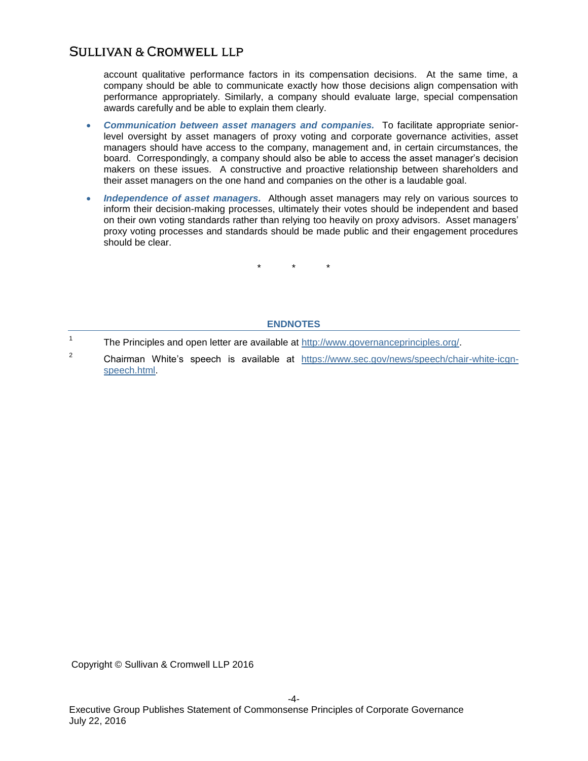account qualitative performance factors in its compensation decisions. At the same time, a company should be able to communicate exactly how those decisions align compensation with performance appropriately. Similarly, a company should evaluate large, special compensation awards carefully and be able to explain them clearly.

- ***Communication between asset managers and companies.*** To facilitate appropriate senior-level oversight by asset managers of proxy voting and corporate governance activities, asset managers should have access to the company, management and, in certain circumstances, the board. Correspondingly, a company should also be able to access the asset manager's decision makers on these issues. A constructive and proactive relationship between shareholders and their asset managers on the one hand and companies on the other is a laudable goal.
- ***Independence of asset managers.*** Although asset managers may rely on various sources to inform their decision-making processes, ultimately their votes should be independent and based on their own voting standards rather than relying too heavily on proxy advisors. Asset managers' proxy voting processes and standards should be made public and their engagement procedures should be clear.

\* \* \*

## ENDNOTES

[1] The Principles and open letter are available at http://www.governanceprinciples.org/.

[2] Chairman White's speech is available at https://www.sec.gov/news/speech/chair-white-icgn-speech.html.

Copyright © Sullivan & Cromwell LLP 2016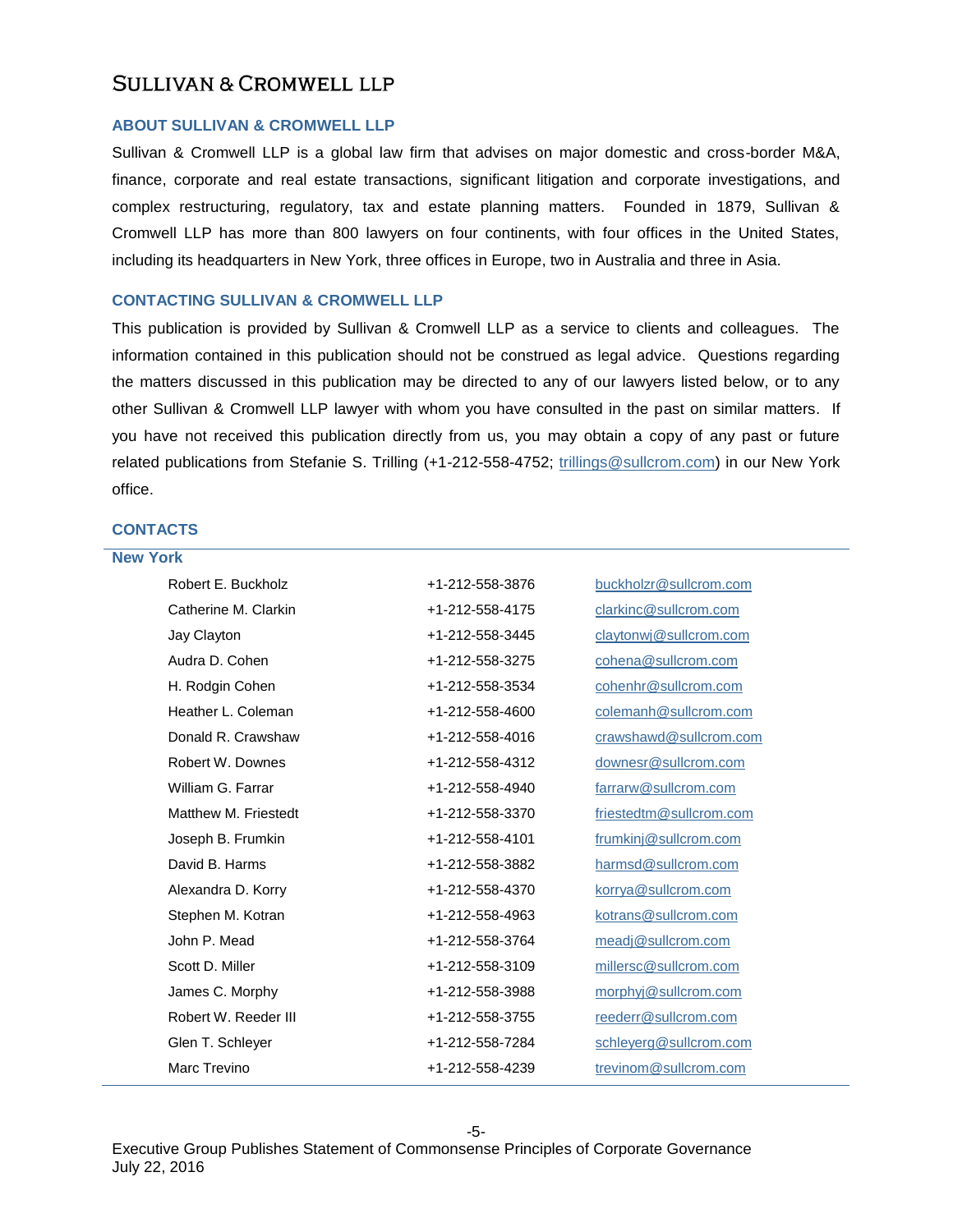# SULLIVAN & CROMWELL LLP

## ABOUT SULLIVAN & CROMWELL LLP

Sullivan & Cromwell LLP is a global law firm that advises on major domestic and cross-border M&A, finance, corporate and real estate transactions, significant litigation and corporate investigations, and complex restructuring, regulatory, tax and estate planning matters. Founded in 1879, Sullivan & Cromwell LLP has more than 800 lawyers on four continents, with four offices in the United States, including its headquarters in New York, three offices in Europe, two in Australia and three in Asia.

## CONTACTING SULLIVAN & CROMWELL LLP

This publication is provided by Sullivan & Cromwell LLP as a service to clients and colleagues. The information contained in this publication should not be construed as legal advice. Questions regarding the matters discussed in this publication may be directed to any of our lawyers listed below, or to any other Sullivan & Cromwell LLP lawyer with whom you have consulted in the past on similar matters. If you have not received this publication directly from us, you may obtain a copy of any past or future related publications from Stefanie S. Trilling (+1-212-558-4752; trillings@sullcrom.com) in our New York office.

## CONTACTS

### New York

| | | |
|---|---|---|
| Robert E. Buckholz | +1-212-558-3876 | buckholzr@sullcrom.com |
| Catherine M. Clarkin | +1-212-558-4175 | clarkinc@sullcrom.com |
| Jay Clayton | +1-212-558-3445 | claytonwj@sullcrom.com |
| Audra D. Cohen | +1-212-558-3275 | cohena@sullcrom.com |
| H. Rodgin Cohen | +1-212-558-3534 | cohenhr@sullcrom.com |
| Heather L. Coleman | +1-212-558-4600 | colemanh@sullcrom.com |
| Donald R. Crawshaw | +1-212-558-4016 | crawshawd@sullcrom.com |
| Robert W. Downes | +1-212-558-4312 | downesr@sullcrom.com |
| William G. Farrar | +1-212-558-4940 | farrarw@sullcrom.com |
| Matthew M. Friestedt | +1-212-558-3370 | friestedtm@sullcrom.com |
| Joseph B. Frumkin | +1-212-558-4101 | frumkinj@sullcrom.com |
| David B. Harms | +1-212-558-3882 | harmsd@sullcrom.com |
| Alexandra D. Korry | +1-212-558-4370 | korrya@sullcrom.com |
| Stephen M. Kotran | +1-212-558-4963 | kotrans@sullcrom.com |
| John P. Mead | +1-212-558-3764 | meadj@sullcrom.com |
| Scott D. Miller | +1-212-558-3109 | millersc@sullcrom.com |
| James C. Morphy | +1-212-558-3988 | morphyj@sullcrom.com |
| Robert W. Reeder III | +1-212-558-3755 | reederr@sullcrom.com |
| Glen T. Schleyer | +1-212-558-7284 | schleyerg@sullcrom.com |
| Marc Trevino | +1-212-558-4239 | trevinom@sullcrom.com |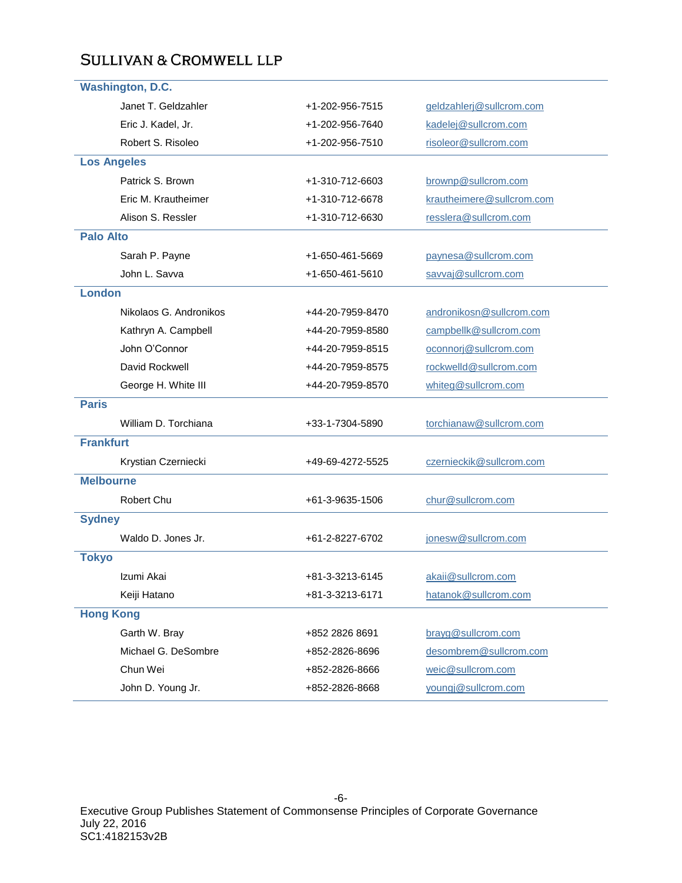| | | |
|---|---|---|
| **Washington, D.C.** | | |
| Janet T. Geldzahler | +1-202-956-7515 | geldzahlerj@sullcrom.com |
| Eric J. Kadel, Jr. | +1-202-956-7640 | kadelej@sullcrom.com |
| Robert S. Risoleo | +1-202-956-7510 | risoleor@sullcrom.com |
| **Los Angeles** | | |
| Patrick S. Brown | +1-310-712-6603 | brownp@sullcrom.com |
| Eric M. Krautheimer | +1-310-712-6678 | krautheimere@sullcrom.com |
| Alison S. Ressler | +1-310-712-6630 | resslera@sullcrom.com |
| **Palo Alto** | | |
| Sarah P. Payne | +1-650-461-5669 | paynesa@sullcrom.com |
| John L. Savva | +1-650-461-5610 | savvaj@sullcrom.com |
| **London** | | |
| Nikolaos G. Andronikos | +44-20-7959-8470 | andronikosn@sullcrom.com |
| Kathryn A. Campbell | +44-20-7959-8580 | campbellk@sullcrom.com |
| John O'Connor | +44-20-7959-8515 | oconnorj@sullcrom.com |
| David Rockwell | +44-20-7959-8575 | rockwelld@sullcrom.com |
| George H. White III | +44-20-7959-8570 | whiteg@sullcrom.com |
| **Paris** | | |
| William D. Torchiana | +33-1-7304-5890 | torchianaw@sullcrom.com |
| **Frankfurt** | | |
| Krystian Czerniecki | +49-69-4272-5525 | czernieckik@sullcrom.com |
| **Melbourne** | | |
| Robert Chu | +61-3-9635-1506 | chur@sullcrom.com |
| **Sydney** | | |
| Waldo D. Jones Jr. | +61-2-8227-6702 | jonesw@sullcrom.com |
| **Tokyo** | | |
| Izumi Akai | +81-3-3213-6145 | akaii@sullcrom.com |
| Keiji Hatano | +81-3-3213-6171 | hatanok@sullcrom.com |
| **Hong Kong** | | |
| Garth W. Bray | +852 2826 8691 | brayg@sullcrom.com |
| Michael G. DeSombre | +852-2826-8696 | desombrem@sullcrom.com |
| Chun Wei | +852-2826-8666 | weic@sullcrom.com |
| John D. Young Jr. | +852-2826-8668 | youngj@sullcrom.com |

SC1:4182153v2B